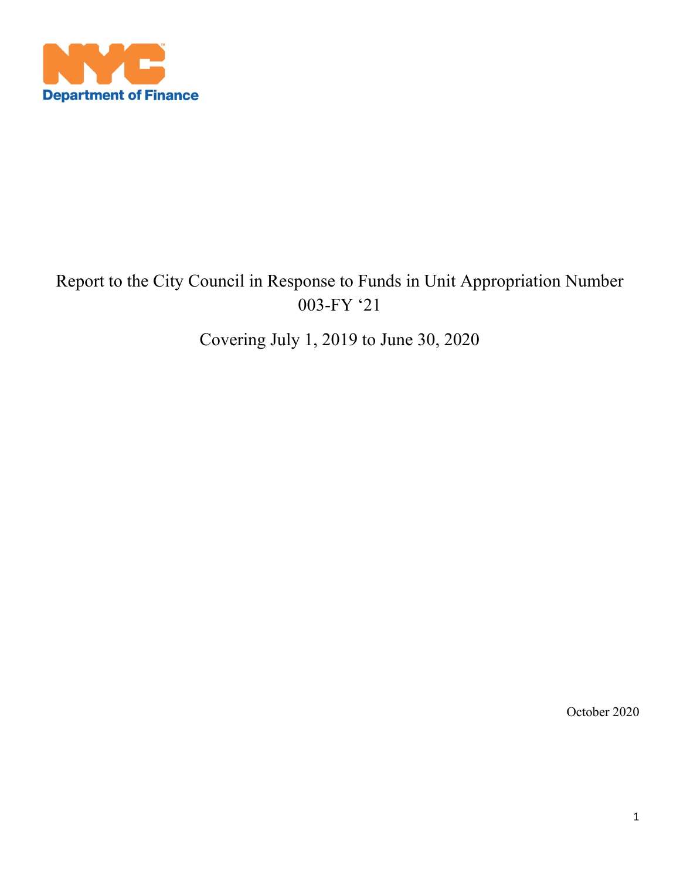NYC Department of Finance

# Report to the City Council in Response to Funds in Unit Appropriation Number 003-FY ‘21

## Covering July 1, 2019 to June 30, 2020

October 2020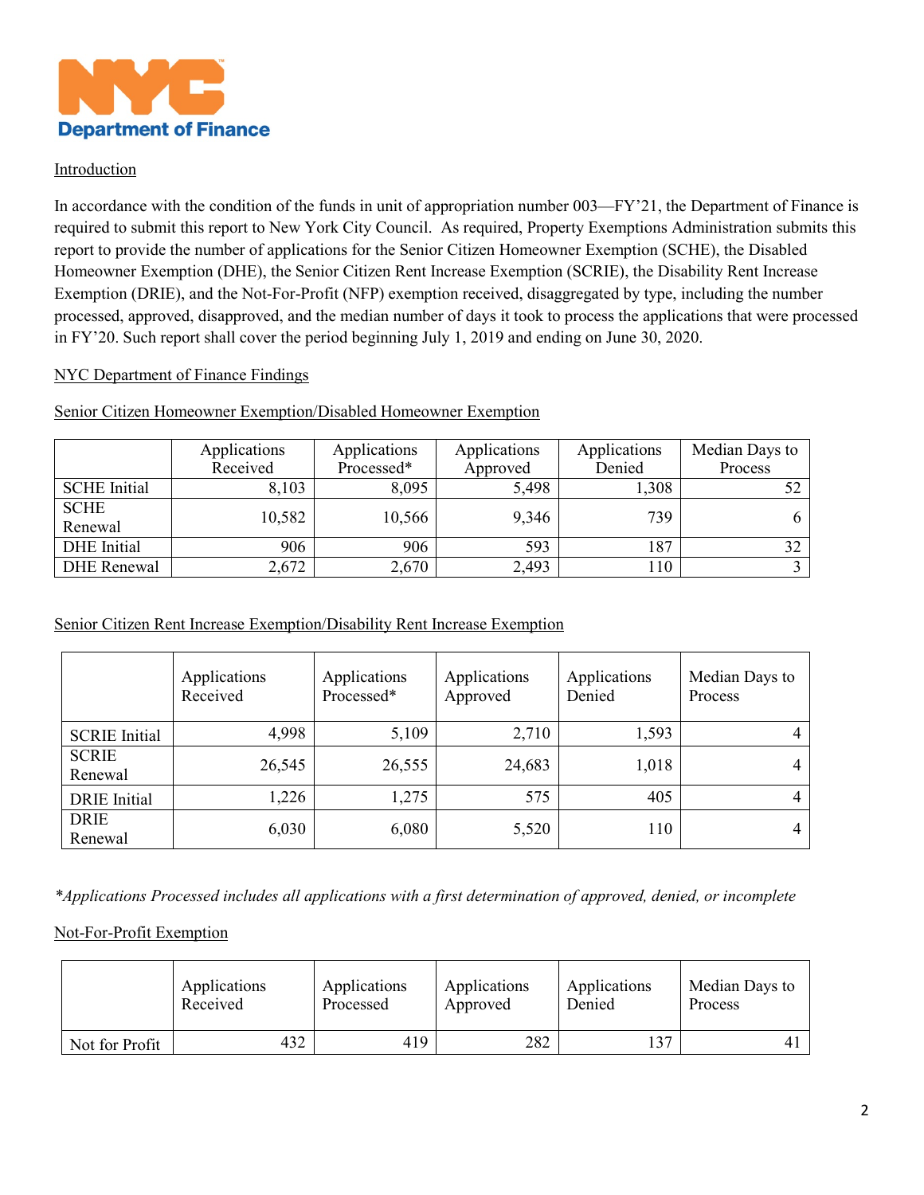NYC Department of Finance

## Introduction

In accordance with the condition of the funds in unit of appropriation number 003—FY'21, the Department of Finance is required to submit this report to New York City Council. As required, Property Exemptions Administration submits this report to provide the number of applications for the Senior Citizen Homeowner Exemption (SCHE), the Disabled Homeowner Exemption (DHE), the Senior Citizen Rent Increase Exemption (SCRIE), the Disability Rent Increase Exemption (DRIE), and the Not-For-Profit (NFP) exemption received, disaggregated by type, including the number processed, approved, disapproved, and the median number of days it took to process the applications that were processed in FY'20. Such report shall cover the period beginning July 1, 2019 and ending on June 30, 2020.

## NYC Department of Finance Findings

### Senior Citizen Homeowner Exemption/Disabled Homeowner Exemption

| | Applications Received | Applications Processed* | Applications Approved | Applications Denied | Median Days to Process |
|---|---|---|---|---|---|
| SCHE Initial | 8,103 | 8,095 | 5,498 | 1,308 | 52 |
| SCHE Renewal | 10,582 | 10,566 | 9,346 | 739 | 6 |
| DHE Initial | 906 | 906 | 593 | 187 | 32 |
| DHE Renewal | 2,672 | 2,670 | 2,493 | 110 | 3 |

### Senior Citizen Rent Increase Exemption/Disability Rent Increase Exemption

| | Applications Received | Applications Processed* | Applications Approved | Applications Denied | Median Days to Process |
|---|---|---|---|---|---|
| SCRIE Initial | 4,998 | 5,109 | 2,710 | 1,593 | 4 |
| SCRIE Renewal | 26,545 | 26,555 | 24,683 | 1,018 | 4 |
| DRIE Initial | 1,226 | 1,275 | 575 | 405 | 4 |
| DRIE Renewal | 6,030 | 6,080 | 5,520 | 110 | 4 |

*\*Applications Processed includes all applications with a first determination of approved, denied, or incomplete*

### Not-For-Profit Exemption

| | Applications Received | Applications Processed | Applications Approved | Applications Denied | Median Days to Process |
|---|---|---|---|---|---|
| Not for Profit | 432 | 419 | 282 | 137 | 41 |